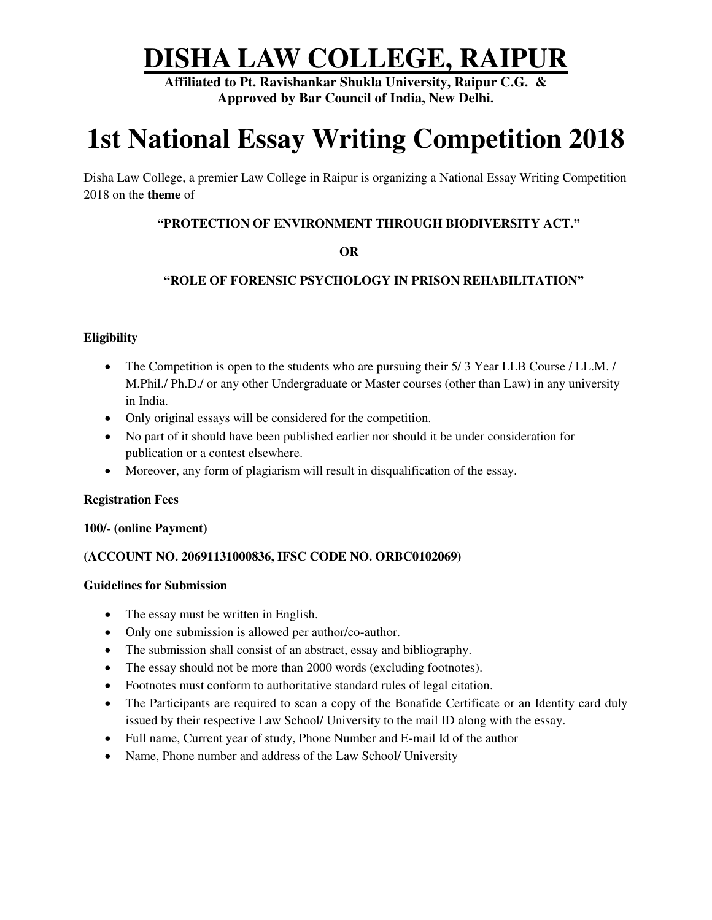# DISHA LAW COLLEGE, RAIPUR

**Affiliated to Pt. Ravishankar Shukla University, Raipur C.G. &**
**Approved by Bar Council of India, New Delhi.**

# 1st National Essay Writing Competition 2018

Disha Law College, a premier Law College in Raipur is organizing a National Essay Writing Competition 2018 on the **theme** of

**"PROTECTION OF ENVIRONMENT THROUGH BIODIVERSITY ACT."**

**OR**

**"ROLE OF FORENSIC PSYCHOLOGY IN PRISON REHABILITATION"**

**Eligibility**

- The Competition is open to the students who are pursuing their 5/ 3 Year LLB Course / LL.M. / M.Phil./ Ph.D./ or any other Undergraduate or Master courses (other than Law) in any university in India.
- Only original essays will be considered for the competition.
- No part of it should have been published earlier nor should it be under consideration for publication or a contest elsewhere.
- Moreover, any form of plagiarism will result in disqualification of the essay.

**Registration Fees**

**100/- (online Payment)**

**(ACCOUNT NO. 20691131000836, IFSC CODE NO. ORBC0102069)**

**Guidelines for Submission**

- The essay must be written in English.
- Only one submission is allowed per author/co-author.
- The submission shall consist of an abstract, essay and bibliography.
- The essay should not be more than 2000 words (excluding footnotes).
- Footnotes must conform to authoritative standard rules of legal citation.
- The Participants are required to scan a copy of the Bonafide Certificate or an Identity card duly issued by their respective Law School/ University to the mail ID along with the essay.
- Full name, Current year of study, Phone Number and E-mail Id of the author
- Name, Phone number and address of the Law School/ University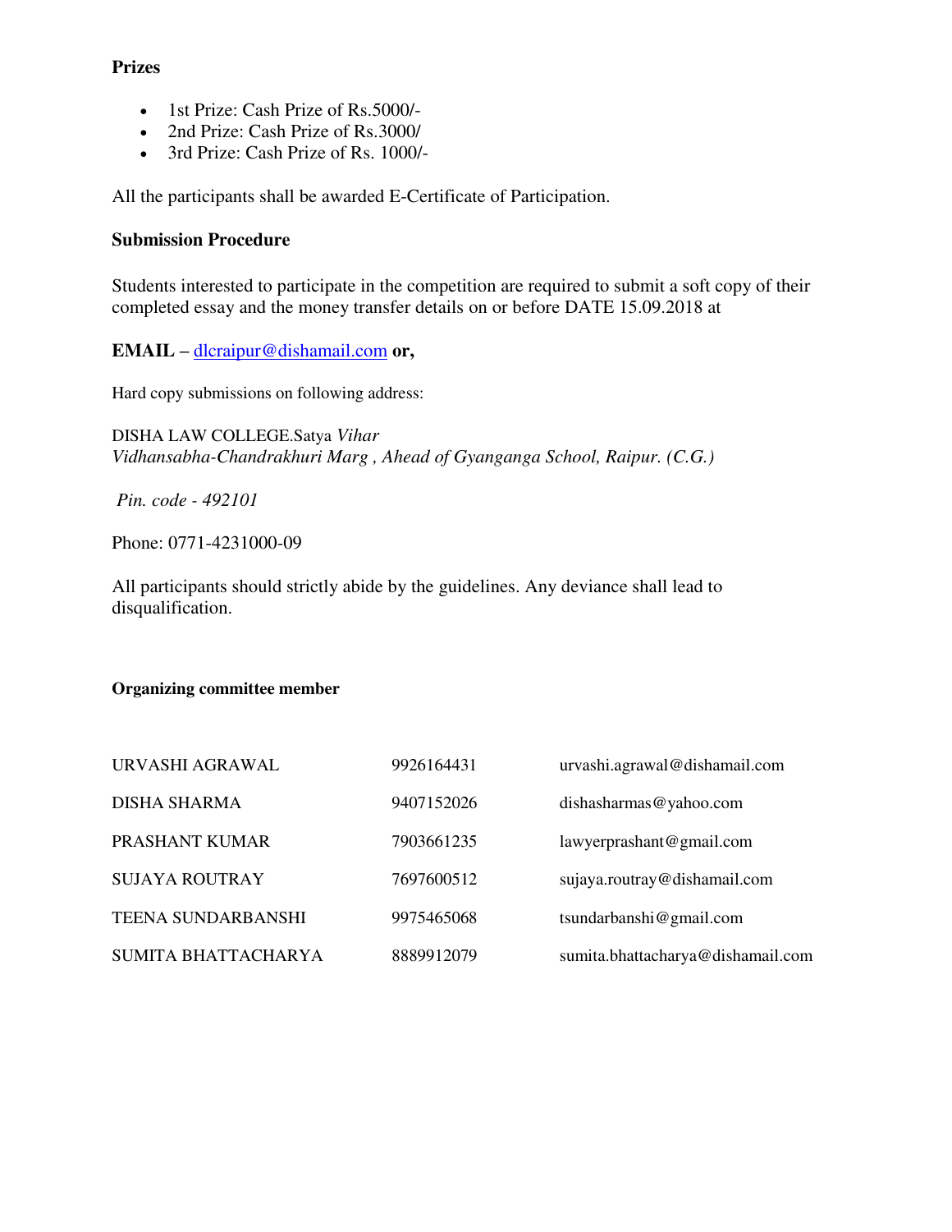**Prizes**

- 1st Prize: Cash Prize of Rs.5000/-
- 2nd Prize: Cash Prize of Rs.3000/
- 3rd Prize: Cash Prize of Rs. 1000/-

All the participants shall be awarded E-Certificate of Participation.

**Submission Procedure**

Students interested to participate in the competition are required to submit a soft copy of their completed essay and the money transfer details on or before DATE 15.09.2018 at

**EMAIL –** dlcraipur@dishamail.com **or,**

Hard copy submissions on following address:

DISHA LAW COLLEGE.Satya *Vihar*
*Vidhansabha-Chandrakhuri Marg , Ahead of Gyanganga School, Raipur. (C.G.)*

*Pin. code - 492101*

Phone: 0771-4231000-09

All participants should strictly abide by the guidelines. Any deviance shall lead to disqualification.

**Organizing committee member**

| | | |
|---|---|---|
| URVASHI AGRAWAL | 9926164431 | urvashi.agrawal@dishamail.com |
| DISHA SHARMA | 9407152026 | dishasharmas@yahoo.com |
| PRASHANT KUMAR | 7903661235 | lawyerprashant@gmail.com |
| SUJAYA ROUTRAY | 7697600512 | sujaya.routray@dishamail.com |
| TEENA SUNDARBANSHI | 9975465068 | tsundarbanshi@gmail.com |
| SUMITA BHATTACHARYA | 8889912079 | sumita.bhattacharya@dishamail.com |